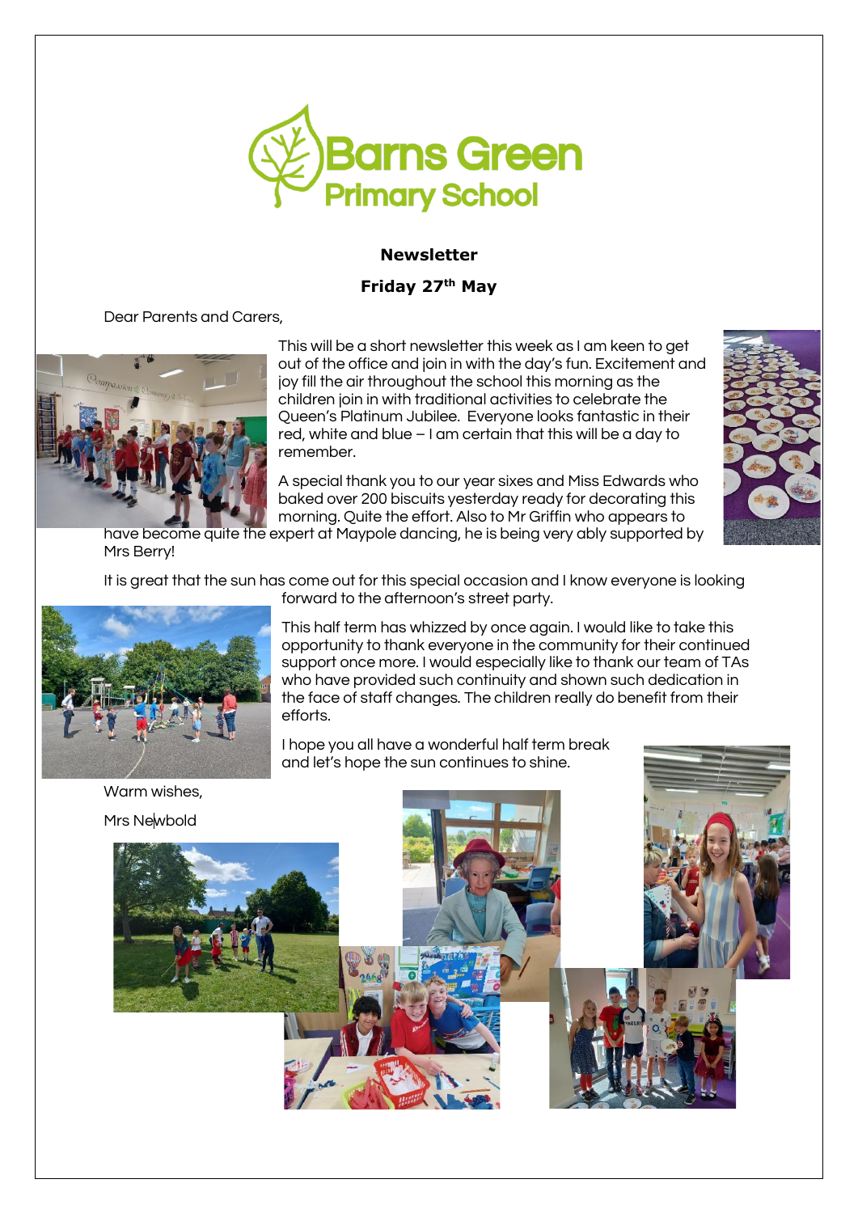# Barns Green Primary School

**Newsletter**

**Friday 27th May**

Dear Parents and Carers,

This will be a short newsletter this week as I am keen to get out of the office and join in with the day's fun. Excitement and joy fill the air throughout the school this morning as the children join in with traditional activities to celebrate the Queen's Platinum Jubilee. Everyone looks fantastic in their red, white and blue – I am certain that this will be a day to remember.

A special thank you to our year sixes and Miss Edwards who baked over 200 biscuits yesterday ready for decorating this morning. Quite the effort. Also to Mr Griffin who appears to have become quite the expert at Maypole dancing, he is being very ably supported by Mrs Berry!

It is great that the sun has come out for this special occasion and I know everyone is looking forward to the afternoon's street party.

This half term has whizzed by once again. I would like to take this opportunity to thank everyone in the community for their continued support once more. I would especially like to thank our team of TAs who have provided such continuity and shown such dedication in the face of staff changes. The children really do benefit from their efforts.

I hope you all have a wonderful half term break and let's hope the sun continues to shine.

Warm wishes,

Mrs Newbold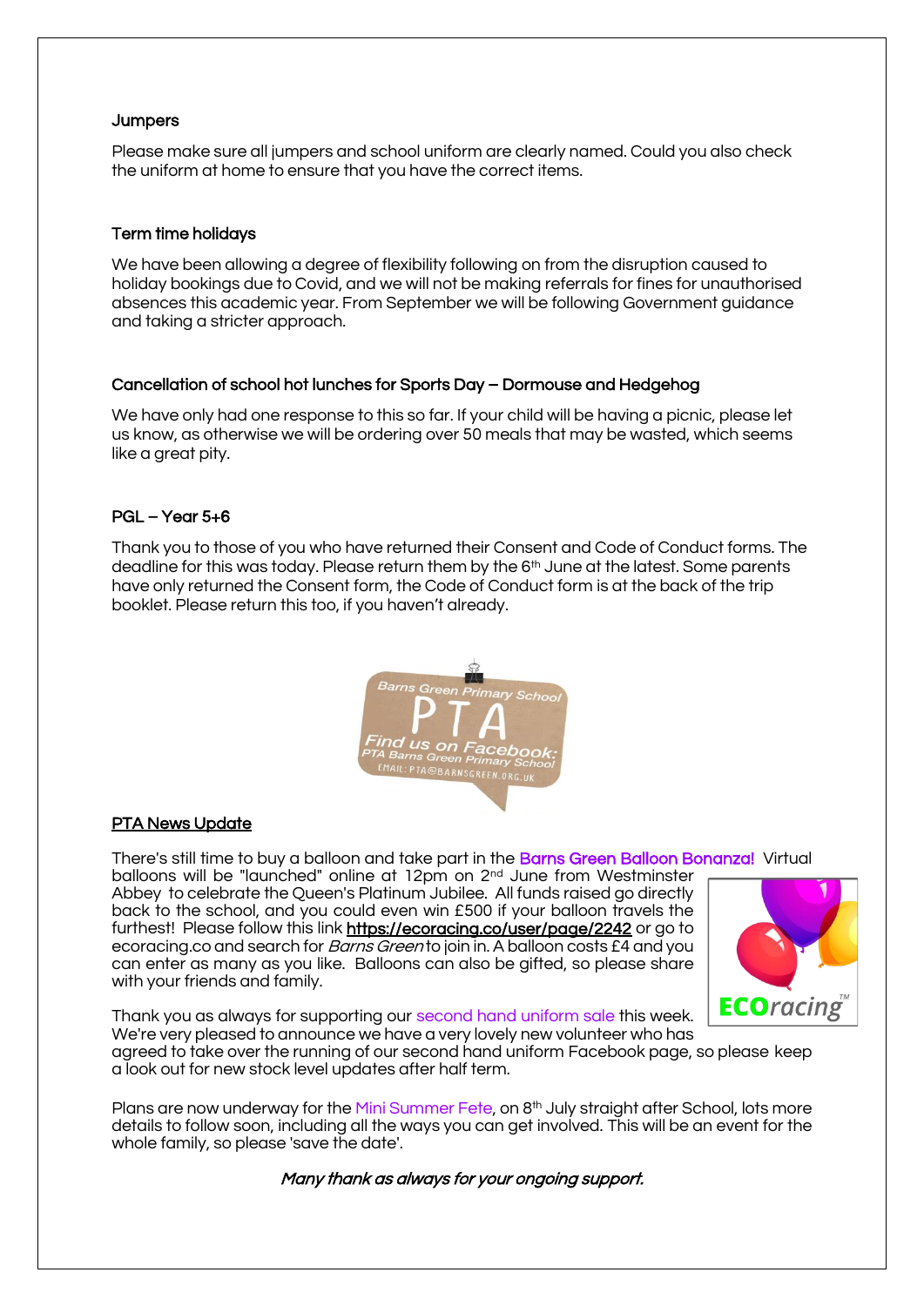### Jumpers

Please make sure all jumpers and school uniform are clearly named. Could you also check the uniform at home to ensure that you have the correct items.

### Term time holidays

We have been allowing a degree of flexibility following on from the disruption caused to holiday bookings due to Covid, and we will not be making referrals for fines for unauthorised absences this academic year. From September we will be following Government guidance and taking a stricter approach.

### Cancellation of school hot lunches for Sports Day – Dormouse and Hedgehog

We have only had one response to this so far. If your child will be having a picnic, please let us know, as otherwise we will be ordering over 50 meals that may be wasted, which seems like a great pity.

### PGL – Year 5+6

Thank you to those of you who have returned their Consent and Code of Conduct forms. The deadline for this was today. Please return them by the 6th June at the latest. Some parents have only returned the Consent form, the Code of Conduct form is at the back of the trip booklet. Please return this too, if you haven't already.

Barns Green Primary School
PTA
Find us on Facebook:
PTA Barns Green Primary School
EMAIL: PTA@BARNSGREEN.ORG.UK

### PTA News Update

There's still time to buy a balloon and take part in the Barns Green Balloon Bonanza! Virtual balloons will be "launched" online at 12pm on 2nd June from Westminster Abbey to celebrate the Queen's Platinum Jubilee. All funds raised go directly back to the school, and you could even win £500 if your balloon travels the furthest! Please follow this link https://ecoracing.co/user/page/2242 or go to ecoracing.co and search for *Barns Green* to join in. A balloon costs £4 and you can enter as many as you like. Balloons can also be gifted, so please share with your friends and family.

Thank you as always for supporting our second hand uniform sale this week. We're very pleased to announce we have a very lovely new volunteer who has agreed to take over the running of our second hand uniform Facebook page, so please keep a look out for new stock level updates after half term.

Plans are now underway for the Mini Summer Fete, on 8th July straight after School, lots more details to follow soon, including all the ways you can get involved. This will be an event for the whole family, so please 'save the date'.

*Many thank as always for your ongoing support.*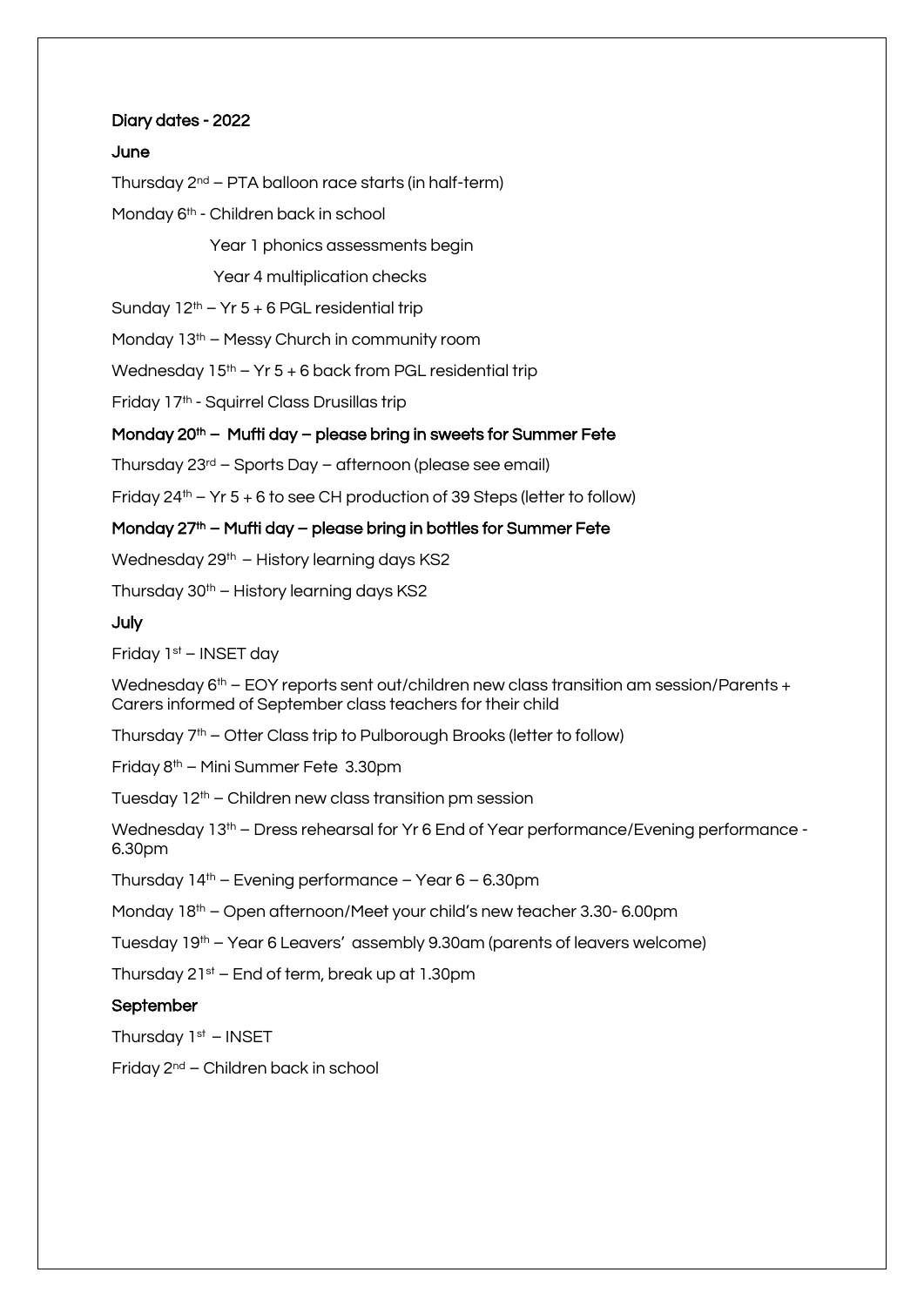**Diary dates - 2022**

**June**

Thursday 2nd – PTA balloon race starts (in half-term)

Monday 6th - Children back in school

Year 1 phonics assessments begin

Year 4 multiplication checks

Sunday 12th – Yr 5 + 6 PGL residential trip

Monday 13th – Messy Church in community room

Wednesday 15th – Yr 5 + 6 back from PGL residential trip

Friday 17th - Squirrel Class Drusillas trip

**Monday 20th – Mufti day – please bring in sweets for Summer Fete**

Thursday 23rd – Sports Day – afternoon (please see email)

Friday 24th – Yr 5 + 6 to see CH production of 39 Steps (letter to follow)

**Monday 27th – Mufti day – please bring in bottles for Summer Fete**

Wednesday 29th – History learning days KS2

Thursday 30th – History learning days KS2

**July**

Friday 1st – INSET day

Wednesday 6th – EOY reports sent out/children new class transition am session/Parents + Carers informed of September class teachers for their child

Thursday 7th – Otter Class trip to Pulborough Brooks (letter to follow)

Friday 8th – Mini Summer Fete 3.30pm

Tuesday 12th – Children new class transition pm session

Wednesday 13th – Dress rehearsal for Yr 6 End of Year performance/Evening performance - 6.30pm

Thursday 14th – Evening performance – Year 6 – 6.30pm

Monday 18th – Open afternoon/Meet your child's new teacher 3.30- 6.00pm

Tuesday 19th – Year 6 Leavers' assembly 9.30am (parents of leavers welcome)

Thursday 21st – End of term, break up at 1.30pm

**September**

Thursday 1st – INSET

Friday 2nd – Children back in school